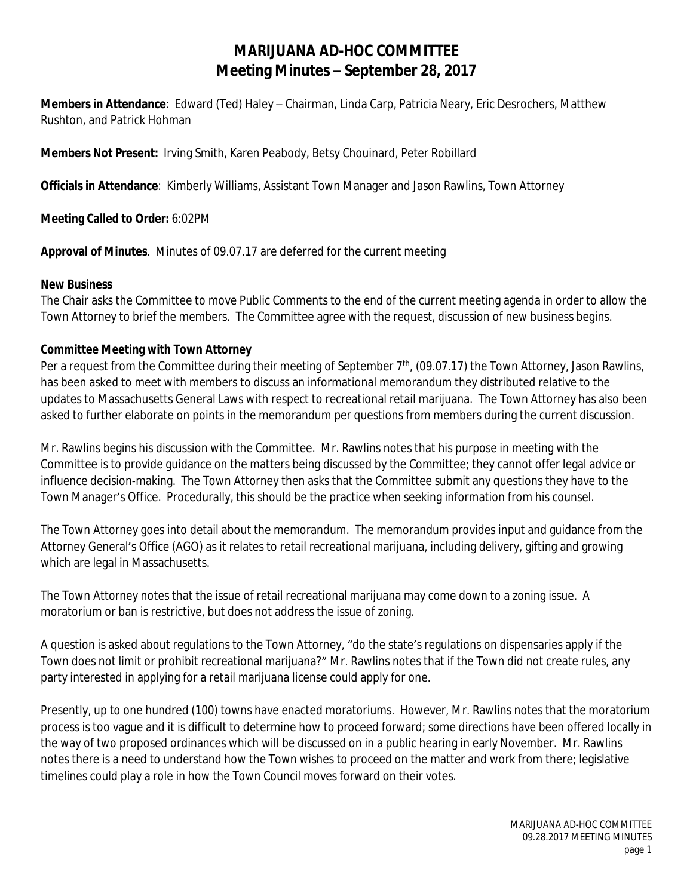# MARIJUANA AD-HOC COMMITTEE
## Meeting Minutes – September 28, 2017

**Members in Attendance**: Edward (Ted) Haley – Chairman, Linda Carp, Patricia Neary, Eric Desrochers, Matthew Rushton, and Patrick Hohman

**Members Not Present:** Irving Smith, Karen Peabody, Betsy Chouinard, Peter Robillard

**Officials in Attendance**: Kimberly Williams, Assistant Town Manager and Jason Rawlins, Town Attorney

**Meeting Called to Order:** 6:02PM

**Approval of Minutes**. Minutes of 09.07.17 are deferred for the current meeting

**New Business**

The Chair asks the Committee to move Public Comments to the end of the current meeting agenda in order to allow the Town Attorney to brief the members. The Committee agree with the request, discussion of new business begins.

**Committee Meeting with Town Attorney**

Per a request from the Committee during their meeting of September 7th, (09.07.17) the Town Attorney, Jason Rawlins, has been asked to meet with members to discuss an informational memorandum they distributed relative to the updates to Massachusetts General Laws with respect to recreational retail marijuana. The Town Attorney has also been asked to further elaborate on points in the memorandum per questions from members during the current discussion.

Mr. Rawlins begins his discussion with the Committee. Mr. Rawlins notes that his purpose in meeting with the Committee is to provide guidance on the matters being discussed by the Committee; they cannot offer legal advice or influence decision-making. The Town Attorney then asks that the Committee submit any questions they have to the Town Manager's Office. Procedurally, this should be the practice when seeking information from his counsel.

The Town Attorney goes into detail about the memorandum. The memorandum provides input and guidance from the Attorney General's Office (AGO) as it relates to retail recreational marijuana, including delivery, gifting and growing which are legal in Massachusetts.

The Town Attorney notes that the issue of retail recreational marijuana may come down to a zoning issue. A moratorium or ban is restrictive, but does not address the issue of zoning.

A question is asked about regulations to the Town Attorney, "do the state's regulations on dispensaries apply if the Town does not limit or prohibit recreational marijuana?" Mr. Rawlins notes that if the Town did not create rules, any party interested in applying for a retail marijuana license could apply for one.

Presently, up to one hundred (100) towns have enacted moratoriums. However, Mr. Rawlins notes that the moratorium process is too vague and it is difficult to determine how to proceed forward; some directions have been offered locally in the way of two proposed ordinances which will be discussed on in a public hearing in early November. Mr. Rawlins notes there is a need to understand how the Town wishes to proceed on the matter and work from there; legislative timelines could play a role in how the Town Council moves forward on their votes.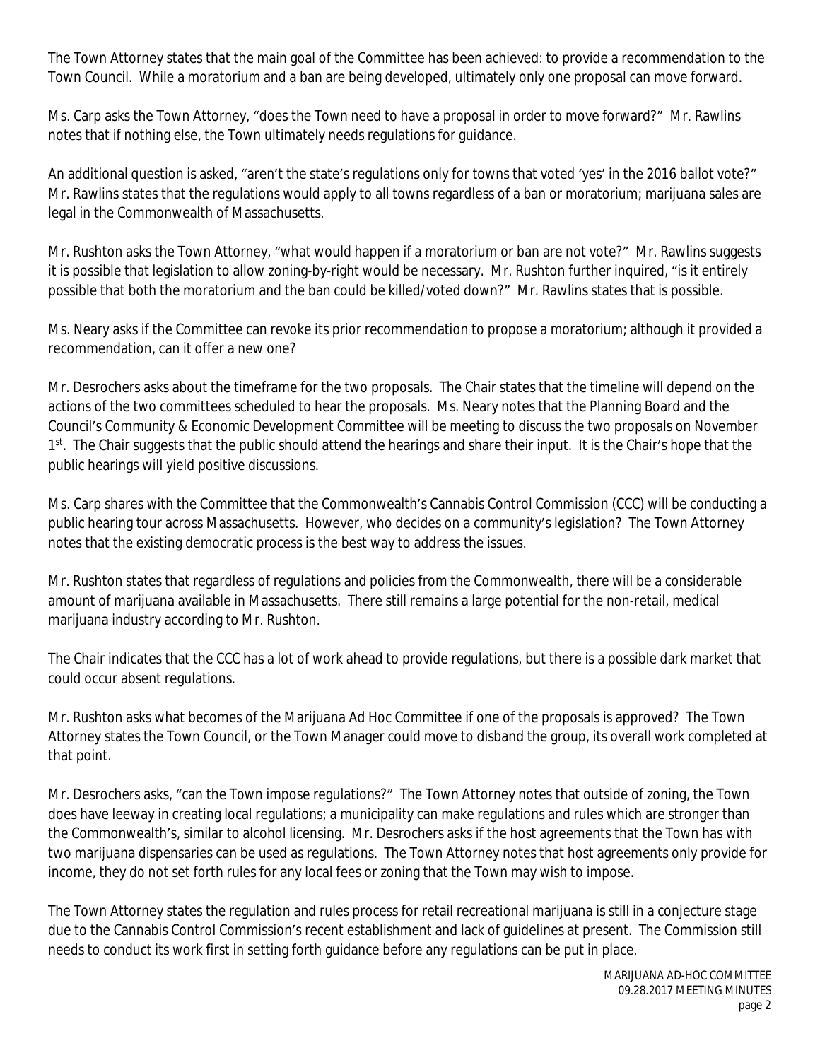The Town Attorney states that the main goal of the Committee has been achieved: to provide a recommendation to the Town Council. While a moratorium and a ban are being developed, ultimately only one proposal can move forward.

Ms. Carp asks the Town Attorney, "does the Town need to have a proposal in order to move forward?" Mr. Rawlins notes that if nothing else, the Town ultimately needs regulations for guidance.

An additional question is asked, "aren't the state's regulations only for towns that voted 'yes' in the 2016 ballot vote?" Mr. Rawlins states that the regulations would apply to all towns regardless of a ban or moratorium; marijuana sales are legal in the Commonwealth of Massachusetts.

Mr. Rushton asks the Town Attorney, "what would happen if a moratorium or ban are not vote?" Mr. Rawlins suggests it is possible that legislation to allow zoning-by-right would be necessary. Mr. Rushton further inquired, "is it entirely possible that both the moratorium and the ban could be killed/voted down?" Mr. Rawlins states that is possible.

Ms. Neary asks if the Committee can revoke its prior recommendation to propose a moratorium; although it provided a recommendation, can it offer a new one?

Mr. Desrochers asks about the timeframe for the two proposals. The Chair states that the timeline will depend on the actions of the two committees scheduled to hear the proposals. Ms. Neary notes that the Planning Board and the Council's Community & Economic Development Committee will be meeting to discuss the two proposals on November 1st. The Chair suggests that the public should attend the hearings and share their input. It is the Chair's hope that the public hearings will yield positive discussions.

Ms. Carp shares with the Committee that the Commonwealth's Cannabis Control Commission (CCC) will be conducting a public hearing tour across Massachusetts. However, who decides on a community's legislation? The Town Attorney notes that the existing democratic process is the best way to address the issues.

Mr. Rushton states that regardless of regulations and policies from the Commonwealth, there will be a considerable amount of marijuana available in Massachusetts. There still remains a large potential for the non-retail, medical marijuana industry according to Mr. Rushton.

The Chair indicates that the CCC has a lot of work ahead to provide regulations, but there is a possible dark market that could occur absent regulations.

Mr. Rushton asks what becomes of the Marijuana Ad Hoc Committee if one of the proposals is approved? The Town Attorney states the Town Council, or the Town Manager could move to disband the group, its overall work completed at that point.

Mr. Desrochers asks, "can the Town impose regulations?" The Town Attorney notes that outside of zoning, the Town does have leeway in creating local regulations; a municipality can make regulations and rules which are stronger than the Commonwealth's, similar to alcohol licensing. Mr. Desrochers asks if the host agreements that the Town has with two marijuana dispensaries can be used as regulations. The Town Attorney notes that host agreements only provide for income, they do not set forth rules for any local fees or zoning that the Town may wish to impose.

The Town Attorney states the regulation and rules process for retail recreational marijuana is still in a conjecture stage due to the Cannabis Control Commission's recent establishment and lack of guidelines at present. The Commission still needs to conduct its work first in setting forth guidance before any regulations can be put in place.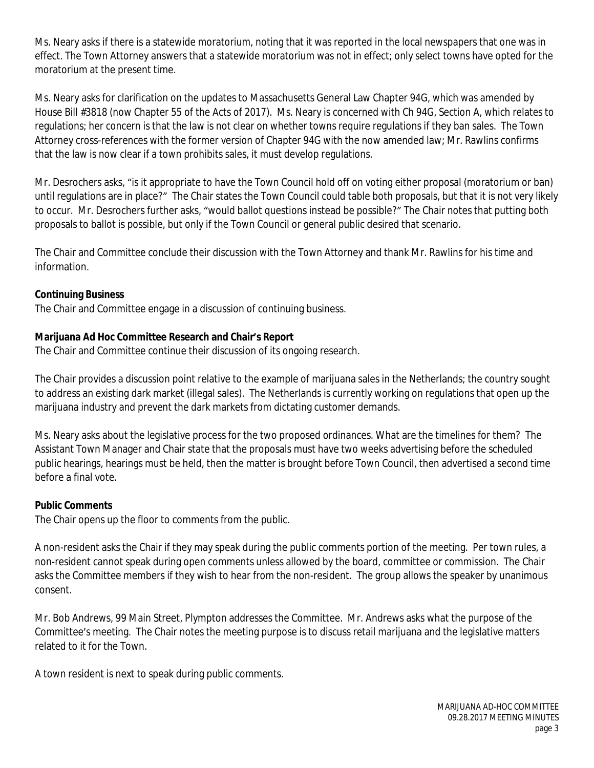Ms. Neary asks if there is a statewide moratorium, noting that it was reported in the local newspapers that one was in effect. The Town Attorney answers that a statewide moratorium was not in effect; only select towns have opted for the moratorium at the present time.

Ms. Neary asks for clarification on the updates to Massachusetts General Law Chapter 94G, which was amended by House Bill #3818 (now Chapter 55 of the Acts of 2017). Ms. Neary is concerned with Ch 94G, Section A, which relates to regulations; her concern is that the law is not clear on whether towns require regulations if they ban sales. The Town Attorney cross-references with the former version of Chapter 94G with the now amended law; Mr. Rawlins confirms that the law is now clear if a town prohibits sales, it must develop regulations.

Mr. Desrochers asks, "is it appropriate to have the Town Council hold off on voting either proposal (moratorium or ban) until regulations are in place?" The Chair states the Town Council could table both proposals, but that it is not very likely to occur. Mr. Desrochers further asks, "would ballot questions instead be possible?" The Chair notes that putting both proposals to ballot is possible, but only if the Town Council or general public desired that scenario.

The Chair and Committee conclude their discussion with the Town Attorney and thank Mr. Rawlins for his time and information.

**Continuing Business**

The Chair and Committee engage in a discussion of continuing business.

**Marijuana Ad Hoc Committee Research and Chair's Report**

The Chair and Committee continue their discussion of its ongoing research.

The Chair provides a discussion point relative to the example of marijuana sales in the Netherlands; the country sought to address an existing dark market (illegal sales). The Netherlands is currently working on regulations that open up the marijuana industry and prevent the dark markets from dictating customer demands.

Ms. Neary asks about the legislative process for the two proposed ordinances. What are the timelines for them? The Assistant Town Manager and Chair state that the proposals must have two weeks advertising before the scheduled public hearings, hearings must be held, then the matter is brought before Town Council, then advertised a second time before a final vote.

**Public Comments**

The Chair opens up the floor to comments from the public.

A non-resident asks the Chair if they may speak during the public comments portion of the meeting. Per town rules, a non-resident cannot speak during open comments unless allowed by the board, committee or commission. The Chair asks the Committee members if they wish to hear from the non-resident. The group allows the speaker by unanimous consent.

Mr. Bob Andrews, 99 Main Street, Plympton addresses the Committee. Mr. Andrews asks what the purpose of the Committee's meeting. The Chair notes the meeting purpose is to discuss retail marijuana and the legislative matters related to it for the Town.

A town resident is next to speak during public comments.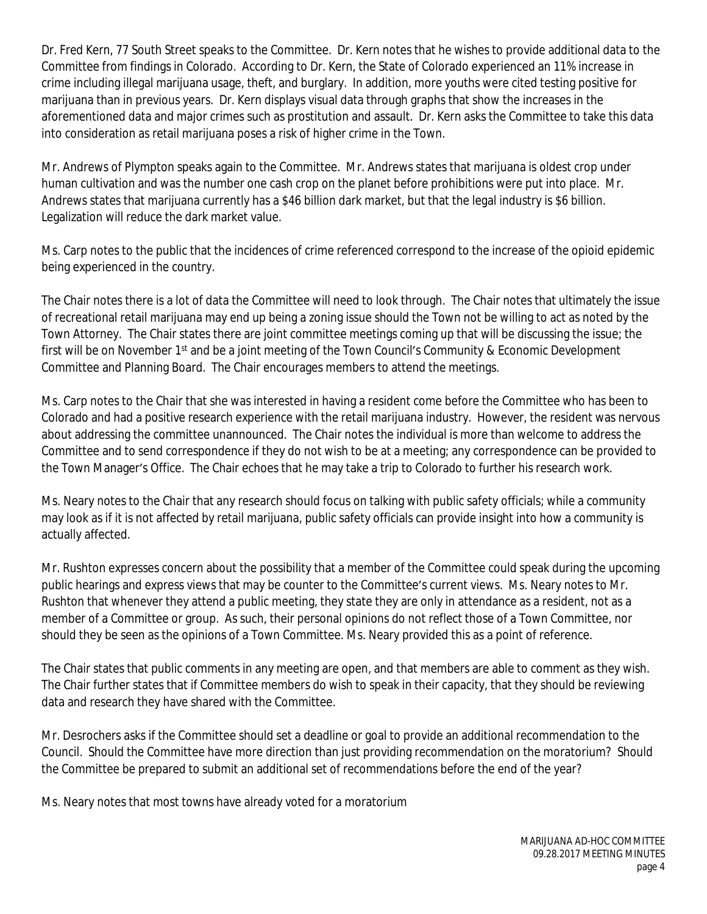Dr. Fred Kern, 77 South Street speaks to the Committee. Dr. Kern notes that he wishes to provide additional data to the Committee from findings in Colorado. According to Dr. Kern, the State of Colorado experienced an 11% increase in crime including illegal marijuana usage, theft, and burglary. In addition, more youths were cited testing positive for marijuana than in previous years. Dr. Kern displays visual data through graphs that show the increases in the aforementioned data and major crimes such as prostitution and assault. Dr. Kern asks the Committee to take this data into consideration as retail marijuana poses a risk of higher crime in the Town.

Mr. Andrews of Plympton speaks again to the Committee. Mr. Andrews states that marijuana is oldest crop under human cultivation and was the number one cash crop on the planet before prohibitions were put into place. Mr. Andrews states that marijuana currently has a $46 billion dark market, but that the legal industry is $6 billion. Legalization will reduce the dark market value.

Ms. Carp notes to the public that the incidences of crime referenced correspond to the increase of the opioid epidemic being experienced in the country.

The Chair notes there is a lot of data the Committee will need to look through. The Chair notes that ultimately the issue of recreational retail marijuana may end up being a zoning issue should the Town not be willing to act as noted by the Town Attorney. The Chair states there are joint committee meetings coming up that will be discussing the issue; the first will be on November 1st and be a joint meeting of the Town Council's Community & Economic Development Committee and Planning Board. The Chair encourages members to attend the meetings.

Ms. Carp notes to the Chair that she was interested in having a resident come before the Committee who has been to Colorado and had a positive research experience with the retail marijuana industry. However, the resident was nervous about addressing the committee unannounced. The Chair notes the individual is more than welcome to address the Committee and to send correspondence if they do not wish to be at a meeting; any correspondence can be provided to the Town Manager's Office. The Chair echoes that he may take a trip to Colorado to further his research work.

Ms. Neary notes to the Chair that any research should focus on talking with public safety officials; while a community may look as if it is not affected by retail marijuana, public safety officials can provide insight into how a community is actually affected.

Mr. Rushton expresses concern about the possibility that a member of the Committee could speak during the upcoming public hearings and express views that may be counter to the Committee's current views. Ms. Neary notes to Mr. Rushton that whenever they attend a public meeting, they state they are only in attendance as a resident, not as a member of a Committee or group. As such, their personal opinions do not reflect those of a Town Committee, nor should they be seen as the opinions of a Town Committee. Ms. Neary provided this as a point of reference.

The Chair states that public comments in any meeting are open, and that members are able to comment as they wish. The Chair further states that if Committee members do wish to speak in their capacity, that they should be reviewing data and research they have shared with the Committee.

Mr. Desrochers asks if the Committee should set a deadline or goal to provide an additional recommendation to the Council. Should the Committee have more direction than just providing recommendation on the moratorium? Should the Committee be prepared to submit an additional set of recommendations before the end of the year?

Ms. Neary notes that most towns have already voted for a moratorium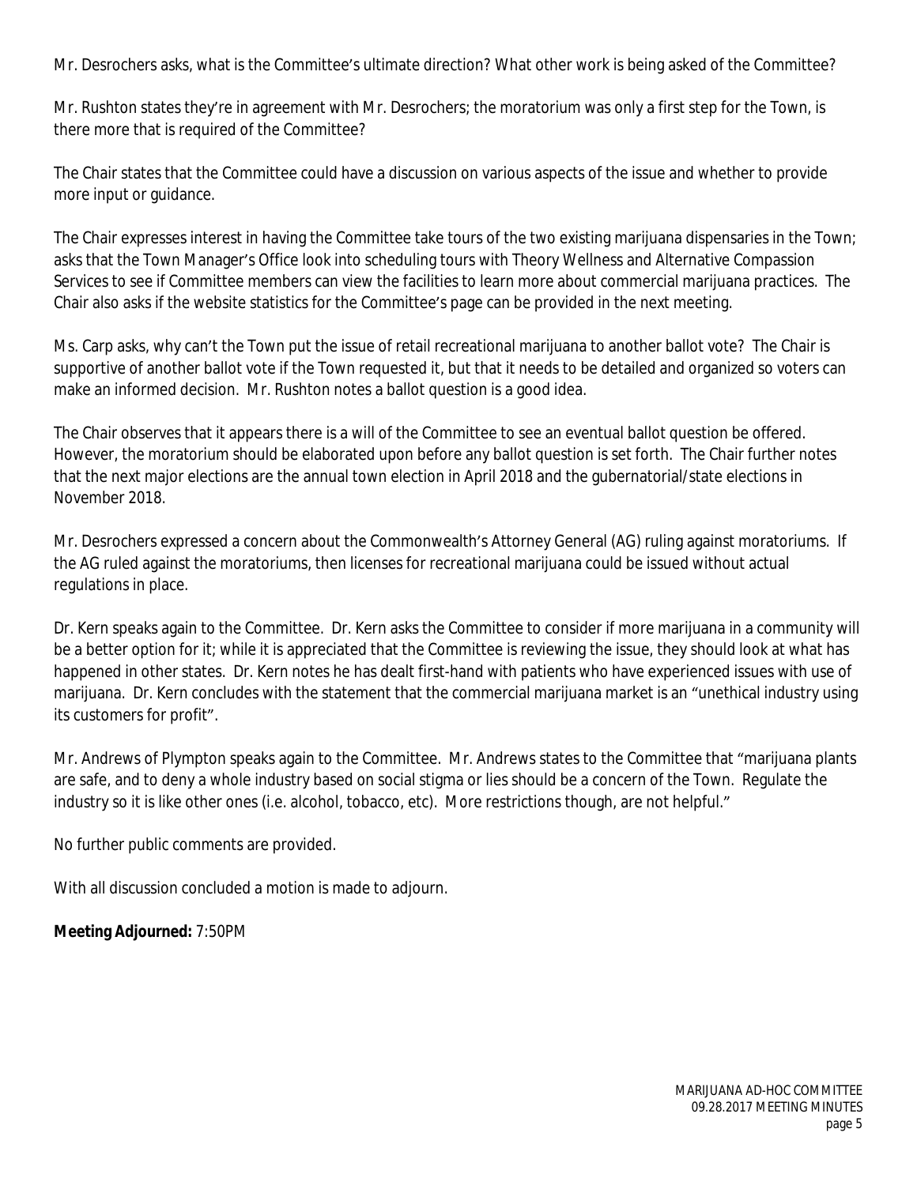Mr. Desrochers asks, what is the Committee's ultimate direction? What other work is being asked of the Committee?

Mr. Rushton states they're in agreement with Mr. Desrochers; the moratorium was only a first step for the Town, is there more that is required of the Committee?

The Chair states that the Committee could have a discussion on various aspects of the issue and whether to provide more input or guidance.

The Chair expresses interest in having the Committee take tours of the two existing marijuana dispensaries in the Town; asks that the Town Manager's Office look into scheduling tours with Theory Wellness and Alternative Compassion Services to see if Committee members can view the facilities to learn more about commercial marijuana practices. The Chair also asks if the website statistics for the Committee's page can be provided in the next meeting.

Ms. Carp asks, why can't the Town put the issue of retail recreational marijuana to another ballot vote? The Chair is supportive of another ballot vote if the Town requested it, but that it needs to be detailed and organized so voters can make an informed decision. Mr. Rushton notes a ballot question is a good idea.

The Chair observes that it appears there is a will of the Committee to see an eventual ballot question be offered. However, the moratorium should be elaborated upon before any ballot question is set forth. The Chair further notes that the next major elections are the annual town election in April 2018 and the gubernatorial/state elections in November 2018.

Mr. Desrochers expressed a concern about the Commonwealth's Attorney General (AG) ruling against moratoriums. If the AG ruled against the moratoriums, then licenses for recreational marijuana could be issued without actual regulations in place.

Dr. Kern speaks again to the Committee. Dr. Kern asks the Committee to consider if more marijuana in a community will be a better option for it; while it is appreciated that the Committee is reviewing the issue, they should look at what has happened in other states. Dr. Kern notes he has dealt first-hand with patients who have experienced issues with use of marijuana. Dr. Kern concludes with the statement that the commercial marijuana market is an "unethical industry using its customers for profit".

Mr. Andrews of Plympton speaks again to the Committee. Mr. Andrews states to the Committee that "marijuana plants are safe, and to deny a whole industry based on social stigma or lies should be a concern of the Town. Regulate the industry so it is like other ones (i.e. alcohol, tobacco, etc). More restrictions though, are not helpful."

No further public comments are provided.

With all discussion concluded a motion is made to adjourn.

**Meeting Adjourned:** 7:50PM